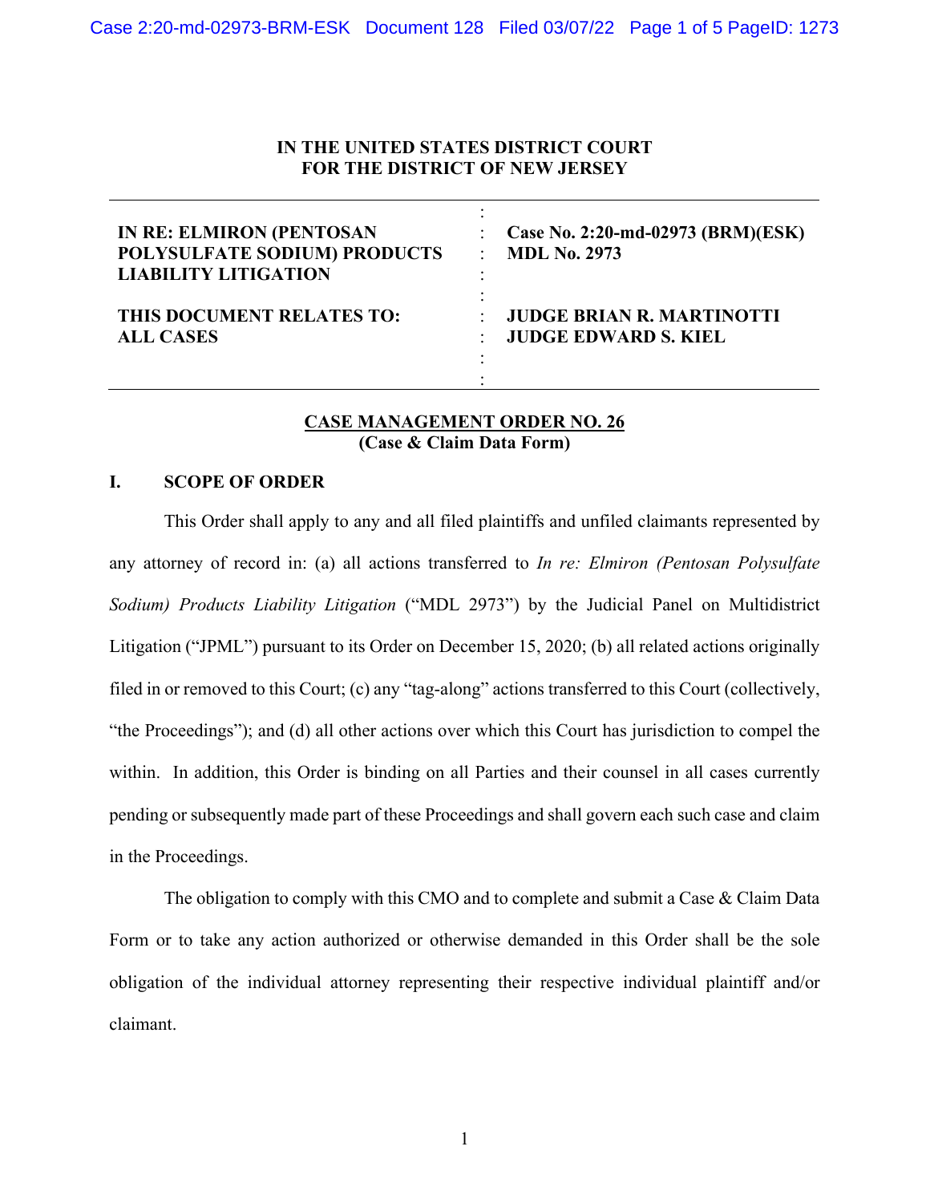**IN THE UNITED STATES DISTRICT COURT**
**FOR THE DISTRICT OF NEW JERSEY**

| | | |
|---|---|---|
| **IN RE: ELMIRON (PENTOSAN POLYSULFATE SODIUM) PRODUCTS LIABILITY LITIGATION** | : | **Case No. 2:20-md-02973 (BRM)(ESK)** **MDL No. 2973** |
| **THIS DOCUMENT RELATES TO: ALL CASES** | : | **JUDGE BRIAN R. MARTINOTTI** **JUDGE EDWARD S. KIEL** |

**CASE MANAGEMENT ORDER NO. 26**
**(Case & Claim Data Form)**

## I. SCOPE OF ORDER

This Order shall apply to any and all filed plaintiffs and unfiled claimants represented by any attorney of record in: (a) all actions transferred to *In re: Elmiron (Pentosan Polysulfate Sodium) Products Liability Litigation* ("MDL 2973") by the Judicial Panel on Multidistrict Litigation ("JPML") pursuant to its Order on December 15, 2020; (b) all related actions originally filed in or removed to this Court; (c) any "tag-along" actions transferred to this Court (collectively, "the Proceedings"); and (d) all other actions over which this Court has jurisdiction to compel the within. In addition, this Order is binding on all Parties and their counsel in all cases currently pending or subsequently made part of these Proceedings and shall govern each such case and claim in the Proceedings.

The obligation to comply with this CMO and to complete and submit a Case & Claim Data Form or to take any action authorized or otherwise demanded in this Order shall be the sole obligation of the individual attorney representing their respective individual plaintiff and/or claimant.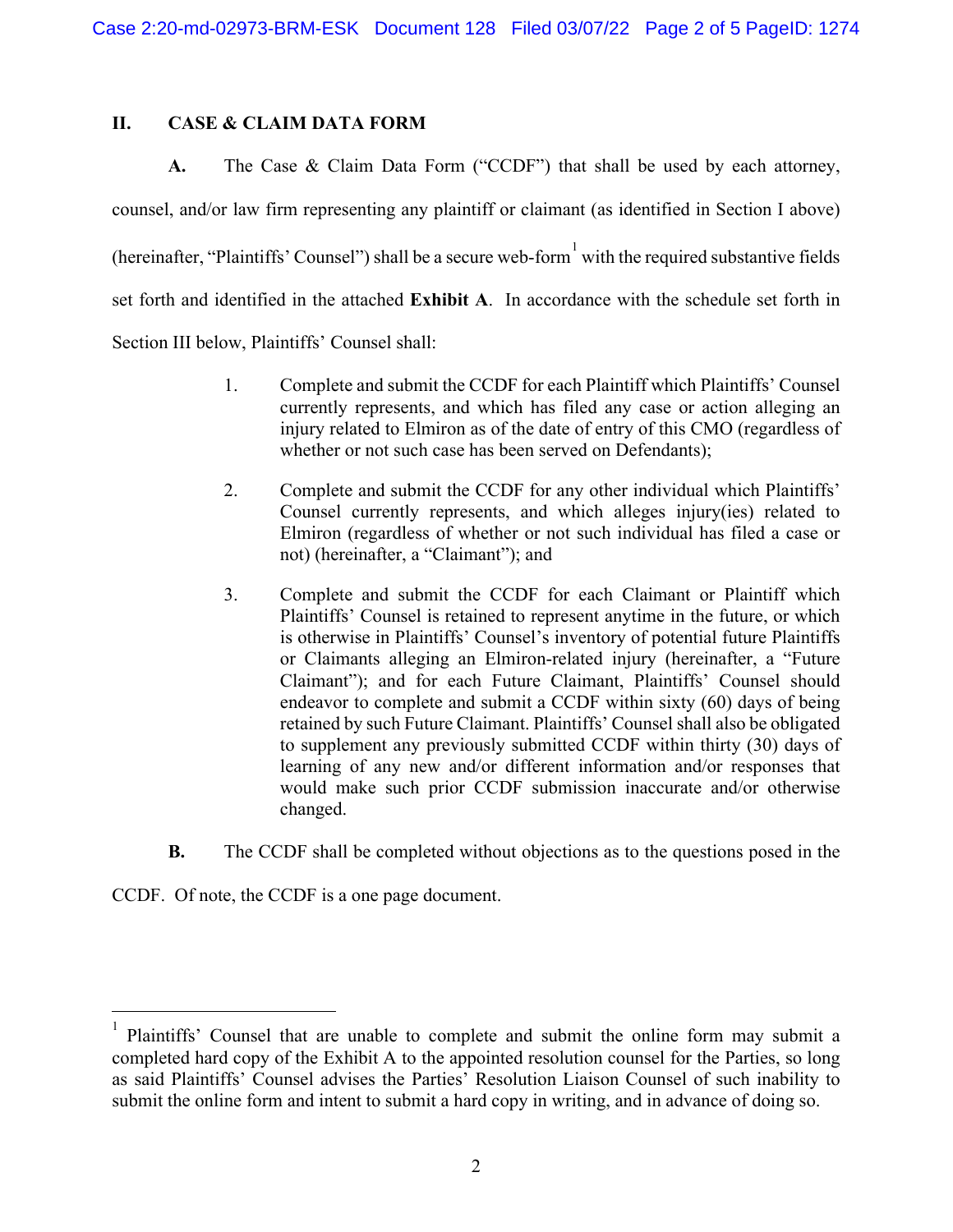## II. CASE & CLAIM DATA FORM

**A.** The Case & Claim Data Form ("CCDF") that shall be used by each attorney, counsel, and/or law firm representing any plaintiff or claimant (as identified in Section I above) (hereinafter, "Plaintiffs' Counsel") shall be a secure web-form[1] with the required substantive fields set forth and identified in the attached **Exhibit A**. In accordance with the schedule set forth in Section III below, Plaintiffs' Counsel shall:

1. Complete and submit the CCDF for each Plaintiff which Plaintiffs' Counsel currently represents, and which has filed any case or action alleging an injury related to Elmiron as of the date of entry of this CMO (regardless of whether or not such case has been served on Defendants);

2. Complete and submit the CCDF for any other individual which Plaintiffs' Counsel currently represents, and which alleges injury(ies) related to Elmiron (regardless of whether or not such individual has filed a case or not) (hereinafter, a "Claimant"); and

3. Complete and submit the CCDF for each Claimant or Plaintiff which Plaintiffs' Counsel is retained to represent anytime in the future, or which is otherwise in Plaintiffs' Counsel's inventory of potential future Plaintiffs or Claimants alleging an Elmiron-related injury (hereinafter, a "Future Claimant"); and for each Future Claimant, Plaintiffs' Counsel should endeavor to complete and submit a CCDF within sixty (60) days of being retained by such Future Claimant. Plaintiffs' Counsel shall also be obligated to supplement any previously submitted CCDF within thirty (30) days of learning of any new and/or different information and/or responses that would make such prior CCDF submission inaccurate and/or otherwise changed.

**B.** The CCDF shall be completed without objections as to the questions posed in the CCDF. Of note, the CCDF is a one page document.

---

[1] Plaintiffs' Counsel that are unable to complete and submit the online form may submit a completed hard copy of the Exhibit A to the appointed resolution counsel for the Parties, so long as said Plaintiffs' Counsel advises the Parties' Resolution Liaison Counsel of such inability to submit the online form and intent to submit a hard copy in writing, and in advance of doing so.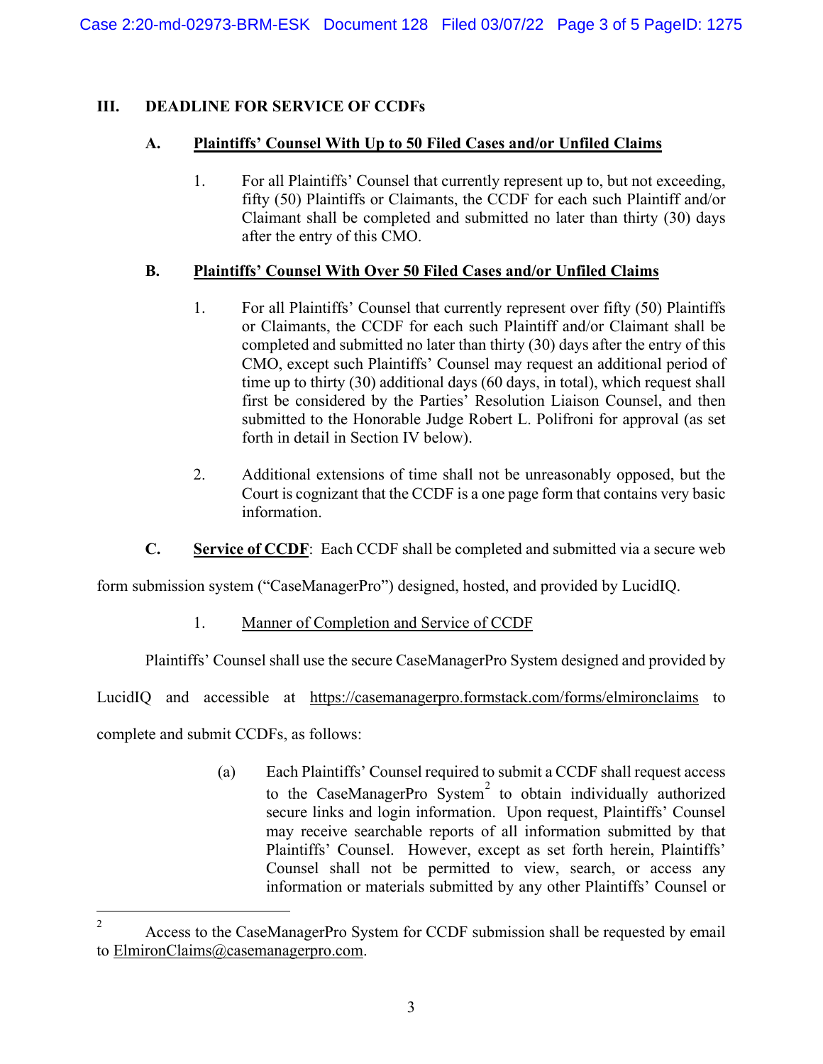## III. DEADLINE FOR SERVICE OF CCDFs

### A. Plaintiffs' Counsel With Up to 50 Filed Cases and/or Unfiled Claims

1. For all Plaintiffs' Counsel that currently represent up to, but not exceeding, fifty (50) Plaintiffs or Claimants, the CCDF for each such Plaintiff and/or Claimant shall be completed and submitted no later than thirty (30) days after the entry of this CMO.

### B. Plaintiffs' Counsel With Over 50 Filed Cases and/or Unfiled Claims

1. For all Plaintiffs' Counsel that currently represent over fifty (50) Plaintiffs or Claimants, the CCDF for each such Plaintiff and/or Claimant shall be completed and submitted no later than thirty (30) days after the entry of this CMO, except such Plaintiffs' Counsel may request an additional period of time up to thirty (30) additional days (60 days, in total), which request shall first be considered by the Parties' Resolution Liaison Counsel, and then submitted to the Honorable Judge Robert L. Polifroni for approval (as set forth in detail in Section IV below).

2. Additional extensions of time shall not be unreasonably opposed, but the Court is cognizant that the CCDF is a one page form that contains very basic information.

**C. Service of CCDF**: Each CCDF shall be completed and submitted via a secure web form submission system ("CaseManagerPro") designed, hosted, and provided by LucidIQ.

1. Manner of Completion and Service of CCDF

Plaintiffs' Counsel shall use the secure CaseManagerPro System designed and provided by LucidIQ and accessible at https://casemanagerpro.formstack.com/forms/elmironclaims to complete and submit CCDFs, as follows:

(a) Each Plaintiffs' Counsel required to submit a CCDF shall request access to the CaseManagerPro System[2] to obtain individually authorized secure links and login information. Upon request, Plaintiffs' Counsel may receive searchable reports of all information submitted by that Plaintiffs' Counsel. However, except as set forth herein, Plaintiffs' Counsel shall not be permitted to view, search, or access any information or materials submitted by any other Plaintiffs' Counsel or

---

[2] Access to the CaseManagerPro System for CCDF submission shall be requested by email to ElmironClaims@casemanagerpro.com.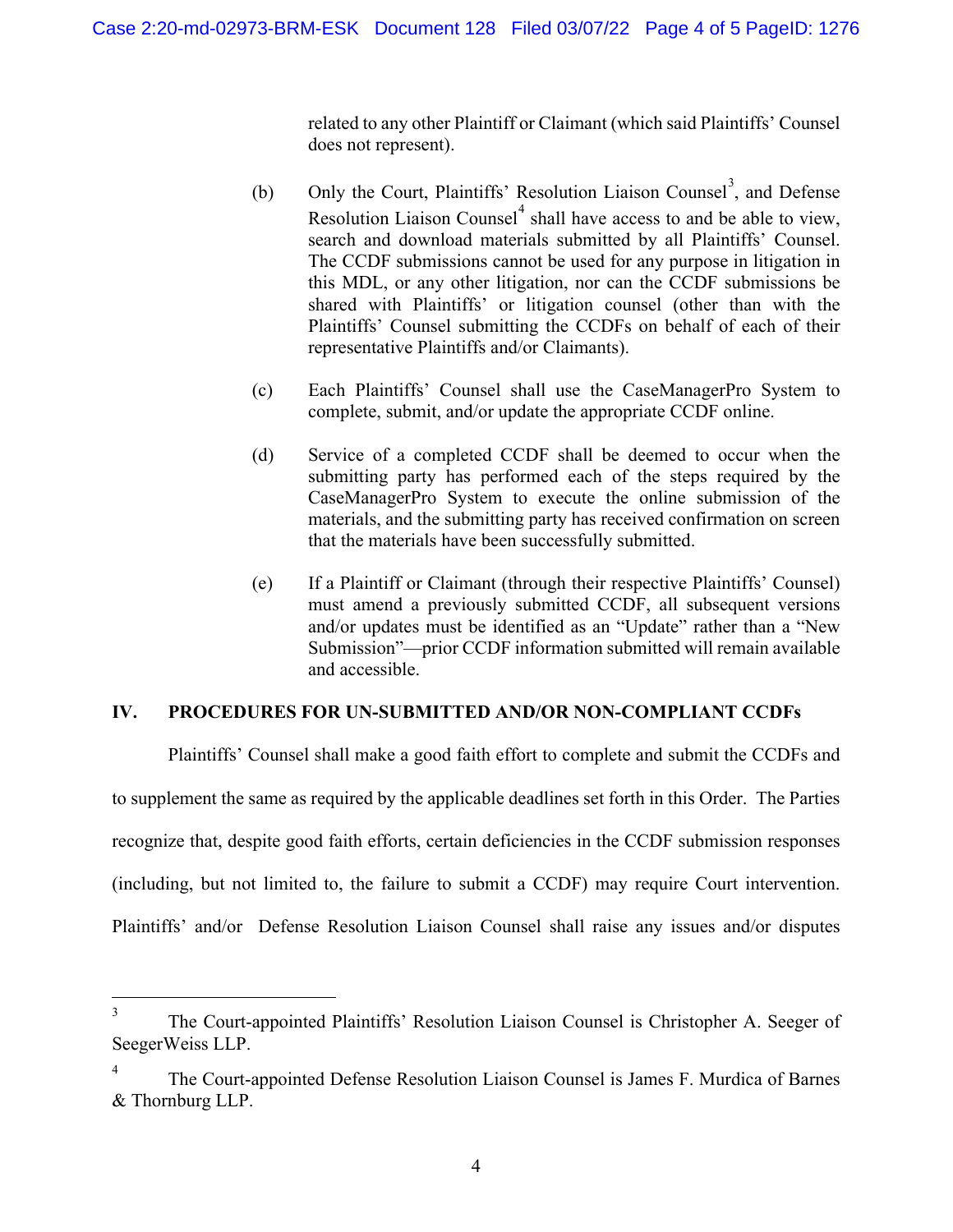related to any other Plaintiff or Claimant (which said Plaintiffs' Counsel does not represent).

(b) Only the Court, Plaintiffs' Resolution Liaison Counsel[3], and Defense Resolution Liaison Counsel[4] shall have access to and be able to view, search and download materials submitted by all Plaintiffs' Counsel. The CCDF submissions cannot be used for any purpose in litigation in this MDL, or any other litigation, nor can the CCDF submissions be shared with Plaintiffs' or litigation counsel (other than with the Plaintiffs' Counsel submitting the CCDFs on behalf of each of their representative Plaintiffs and/or Claimants).

(c) Each Plaintiffs' Counsel shall use the CaseManagerPro System to complete, submit, and/or update the appropriate CCDF online.

(d) Service of a completed CCDF shall be deemed to occur when the submitting party has performed each of the steps required by the CaseManagerPro System to execute the online submission of the materials, and the submitting party has received confirmation on screen that the materials have been successfully submitted.

(e) If a Plaintiff or Claimant (through their respective Plaintiffs' Counsel) must amend a previously submitted CCDF, all subsequent versions and/or updates must be identified as an "Update" rather than a "New Submission"—prior CCDF information submitted will remain available and accessible.

## IV. PROCEDURES FOR UN-SUBMITTED AND/OR NON-COMPLIANT CCDFs

Plaintiffs' Counsel shall make a good faith effort to complete and submit the CCDFs and to supplement the same as required by the applicable deadlines set forth in this Order. The Parties recognize that, despite good faith efforts, certain deficiencies in the CCDF submission responses (including, but not limited to, the failure to submit a CCDF) may require Court intervention. Plaintiffs' and/or Defense Resolution Liaison Counsel shall raise any issues and/or disputes

---

[3] The Court-appointed Plaintiffs' Resolution Liaison Counsel is Christopher A. Seeger of SeegerWeiss LLP.

[4] The Court-appointed Defense Resolution Liaison Counsel is James F. Murdica of Barnes & Thornburg LLP.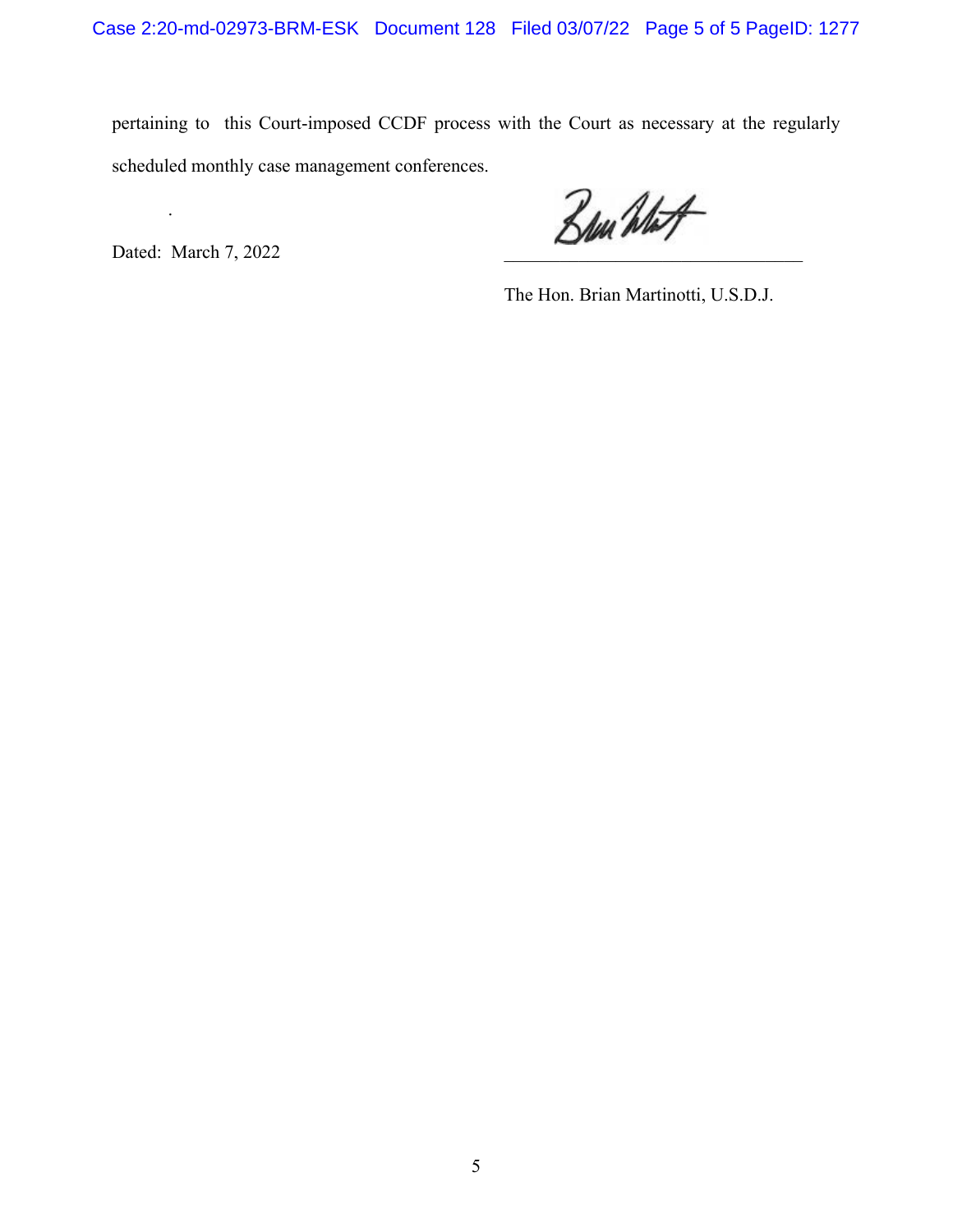pertaining to this Court-imposed CCDF process with the Court as necessary at the regularly scheduled monthly case management conferences.

.

Dated: March 7, 2022

\_\_\_\_\_\_\_\_\_\_\_\_\_\_\_\_\_\_\_\_\_\_\_\_\_\_\_\_\_\_\_\_

The Hon. Brian Martinotti, U.S.D.J.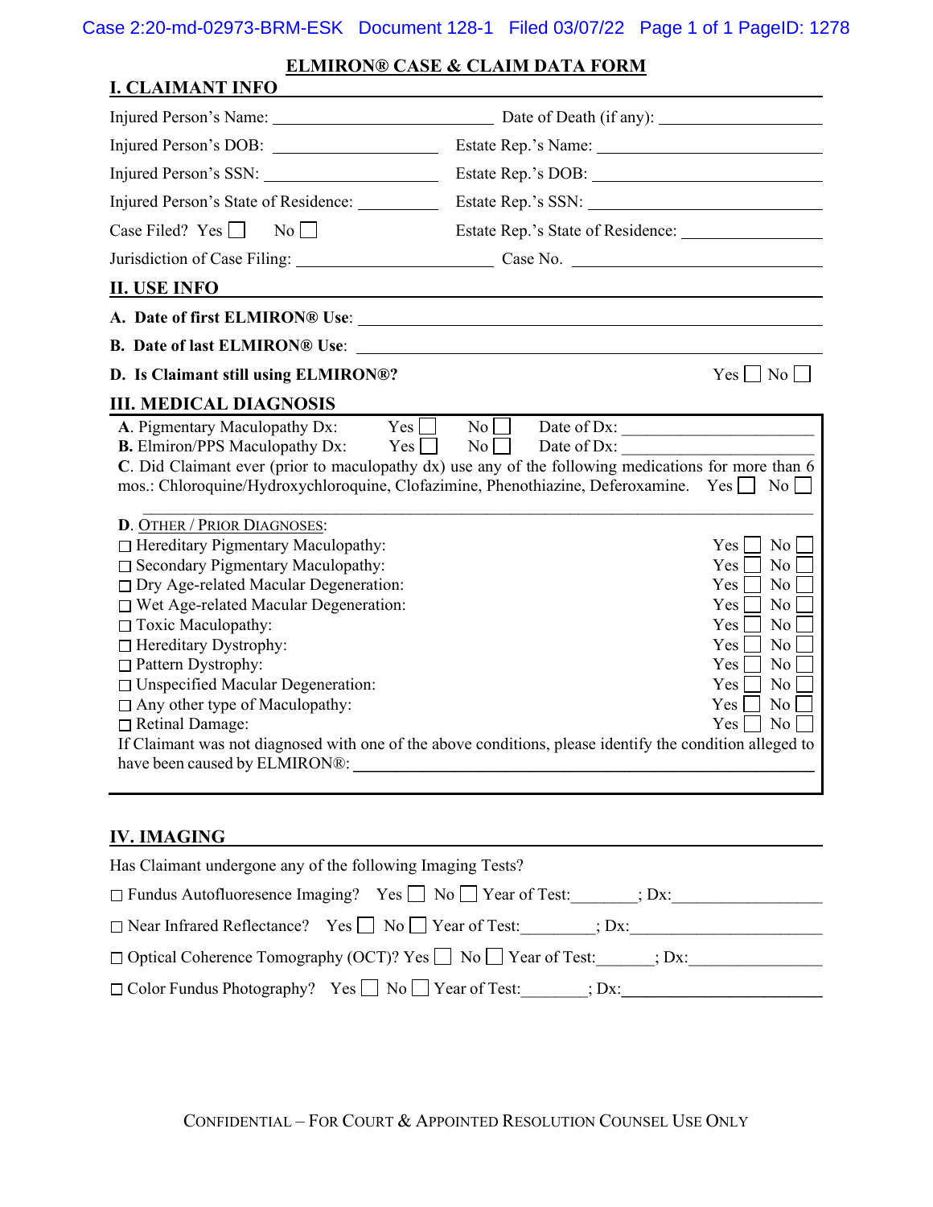**ELMIRON® CASE & CLAIM DATA FORM**

## I. CLAIMANT INFO

Injured Person's Name: ______________________ Date of Death (if any): ________________

Injured Person's DOB: ________________ Estate Rep.'s Name: ______________________

Injured Person's SSN: ________________ Estate Rep.'s DOB: ______________________

Injured Person's State of Residence: ________ Estate Rep.'s SSN: ______________________

Case Filed? Yes ☐ No ☐ Estate Rep.'s State of Residence: ________________

Jurisdiction of Case Filing: ____________________ Case No. ______________________

## II. USE INFO

**A. Date of first ELMIRON® Use**: ________________________________________________

**B. Date of last ELMIRON® Use**: ________________________________________________

**D. Is Claimant still using ELMIRON®?** Yes ☐ No ☐

## III. MEDICAL DIAGNOSIS

**A**. Pigmentary Maculopathy Dx: Yes ☐ No ☐ Date of Dx: ____________________

**B**. Elmiron/PPS Maculopathy Dx: Yes ☐ No ☐ Date of Dx: ____________________

**C**. Did Claimant ever (prior to maculopathy dx) use any of the following medications for more than 6 mos.: Chloroquine/Hydroxychloroquine, Clofazimine, Phenothiazine, Deferoxamine. Yes ☐ No ☐

______________________________________________________________________________

**D**. OTHER / PRIOR DIAGNOSES:

- ☐ Hereditary Pigmentary Maculopathy: Yes ☐ No ☐
- ☐ Secondary Pigmentary Maculopathy: Yes ☐ No ☐
- ☐ Dry Age-related Macular Degeneration: Yes ☐ No ☐
- ☐ Wet Age-related Macular Degeneration: Yes ☐ No ☐
- ☐ Toxic Maculopathy: Yes ☐ No ☐
- ☐ Hereditary Dystrophy: Yes ☐ No ☐
- ☐ Pattern Dystrophy: Yes ☐ No ☐
- ☐ Unspecified Macular Degeneration: Yes ☐ No ☐
- ☐ Any other type of Maculopathy: Yes ☐ No ☐
- ☐ Retinal Damage: Yes ☐ No ☐

If Claimant was not diagnosed with one of the above conditions, please identify the condition alleged to have been caused by ELMIRON®: ______________________________________________

## IV. IMAGING

Has Claimant undergone any of the following Imaging Tests?

☐ Fundus Autofluoresence Imaging? Yes ☐ No ☐ Year of Test:_______; Dx:________________

☐ Near Infrared Reflectance? Yes ☐ No ☐ Year of Test:________; Dx:____________________

☐ Optical Coherence Tomography (OCT)? Yes ☐ No ☐ Year of Test:_______; Dx:______________

☐ Color Fundus Photography? Yes ☐ No ☐ Year of Test:_______; Dx:______________________

CONFIDENTIAL – FOR COURT & APPOINTED RESOLUTION COUNSEL USE ONLY